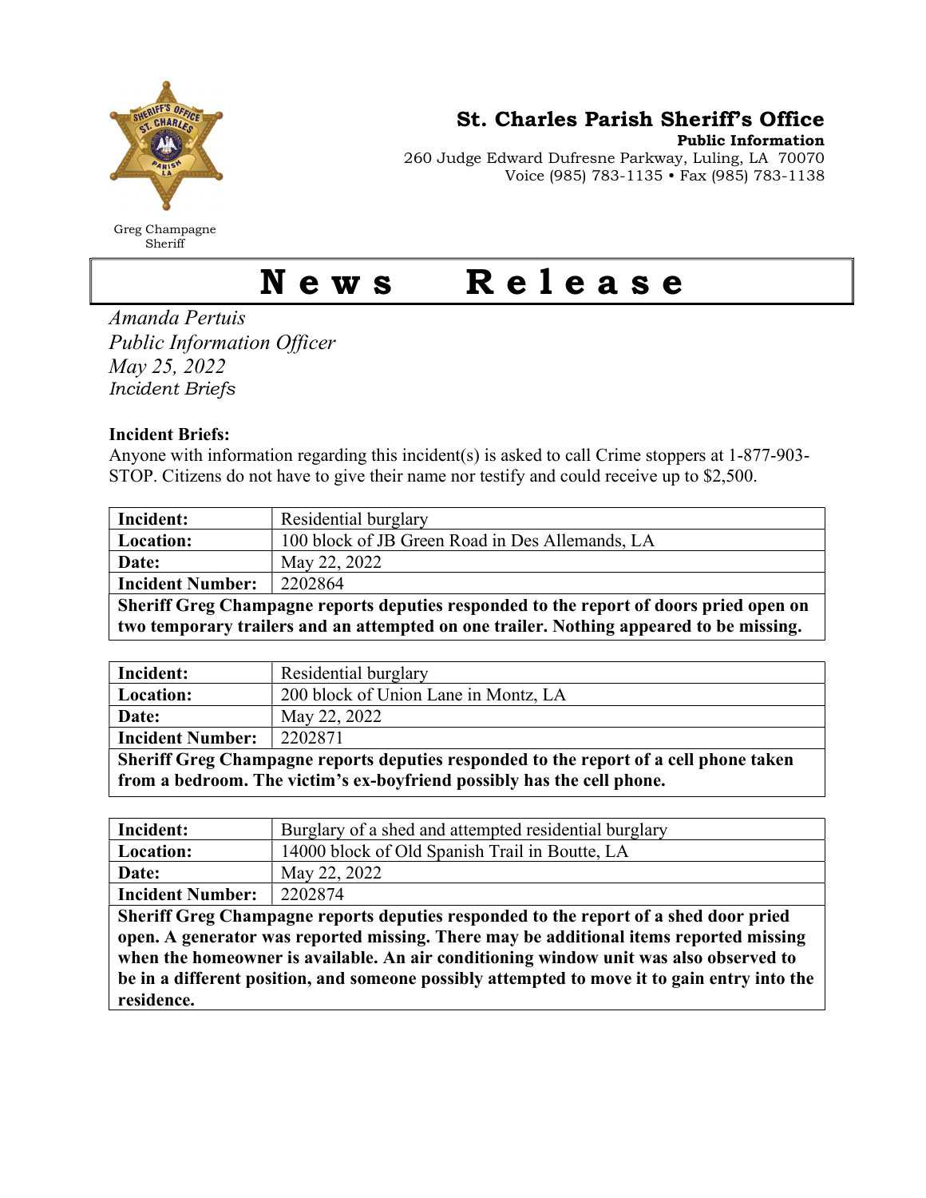Greg Champagne
Sheriff

## St. Charles Parish Sheriff's Office

**Public Information**
260 Judge Edward Dufresne Parkway, Luling, LA 70070
Voice (985) 783-1135 • Fax (985) 783-1138

# News Release

*Amanda Pertuis*
*Public Information Officer*
*May 25, 2022*
*Incident Briefs*

**Incident Briefs:**
Anyone with information regarding this incident(s) is asked to call Crime stoppers at 1-877-903-STOP. Citizens do not have to give their name nor testify and could receive up to $2,500.

| **Incident:** | Residential burglary |
|---|---|
| **Location:** | 100 block of JB Green Road in Des Allemands, LA |
| **Date:** | May 22, 2022 |
| **Incident Number:** | 2202864 |
| **Sheriff Greg Champagne reports deputies responded to the report of doors pried open on two temporary trailers and an attempted on one trailer. Nothing appeared to be missing.** | |

| **Incident:** | Residential burglary |
|---|---|
| **Location:** | 200 block of Union Lane in Montz, LA |
| **Date:** | May 22, 2022 |
| **Incident Number:** | 2202871 |
| **Sheriff Greg Champagne reports deputies responded to the report of a cell phone taken from a bedroom. The victim's ex-boyfriend possibly has the cell phone.** | |

| **Incident:** | Burglary of a shed and attempted residential burglary |
|---|---|
| **Location:** | 14000 block of Old Spanish Trail in Boutte, LA |
| **Date:** | May 22, 2022 |
| **Incident Number:** | 2202874 |
| **Sheriff Greg Champagne reports deputies responded to the report of a shed door pried open. A generator was reported missing. There may be additional items reported missing when the homeowner is available. An air conditioning window unit was also observed to be in a different position, and someone possibly attempted to move it to gain entry into the residence.** | |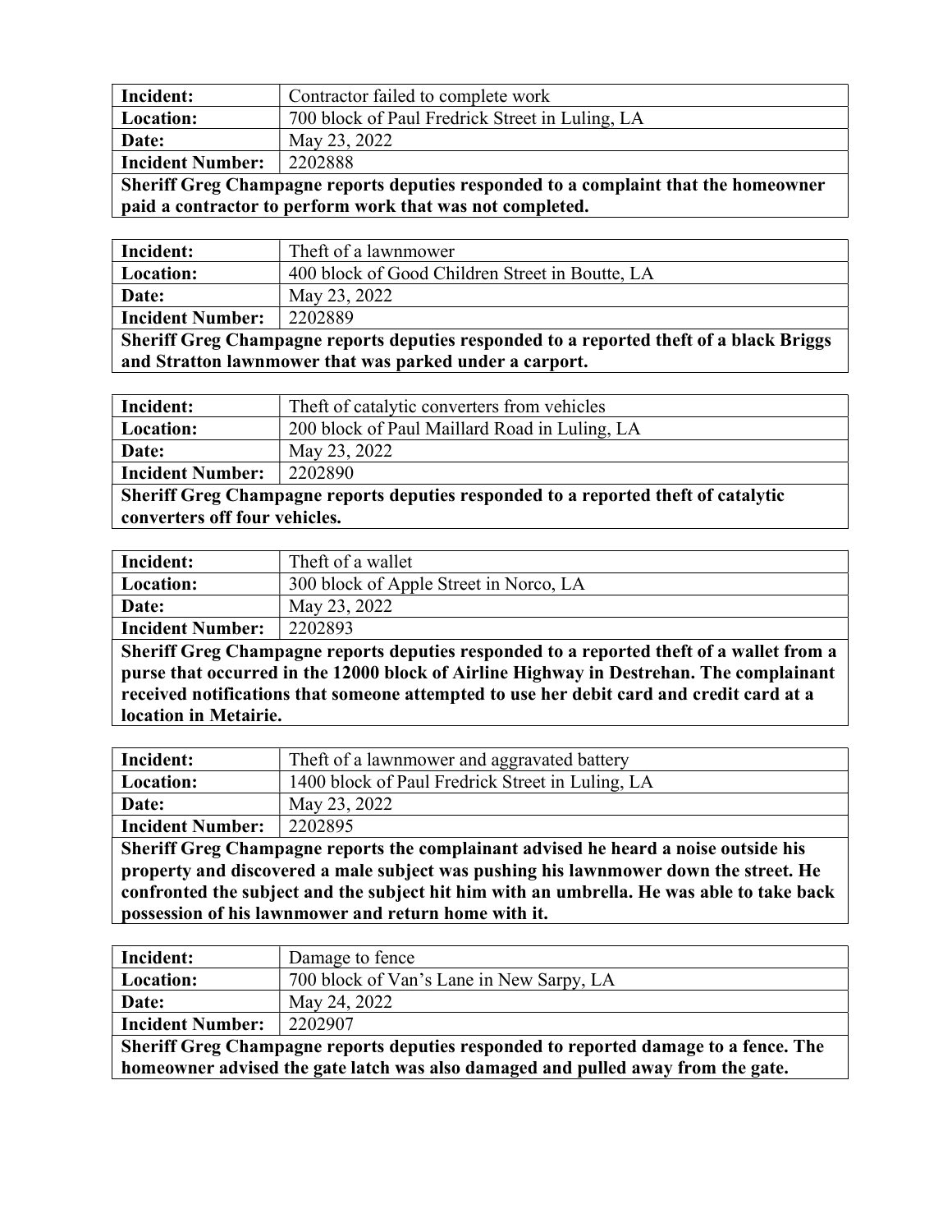| | |
|---|---|
| **Incident:** | Contractor failed to complete work |
| **Location:** | 700 block of Paul Fredrick Street in Luling, LA |
| **Date:** | May 23, 2022 |
| **Incident Number:** | 2202888 |

**Sheriff Greg Champagne reports deputies responded to a complaint that the homeowner paid a contractor to perform work that was not completed.**

| | |
|---|---|
| **Incident:** | Theft of a lawnmower |
| **Location:** | 400 block of Good Children Street in Boutte, LA |
| **Date:** | May 23, 2022 |
| **Incident Number:** | 2202889 |

**Sheriff Greg Champagne reports deputies responded to a reported theft of a black Briggs and Stratton lawnmower that was parked under a carport.**

| | |
|---|---|
| **Incident:** | Theft of catalytic converters from vehicles |
| **Location:** | 200 block of Paul Maillard Road in Luling, LA |
| **Date:** | May 23, 2022 |
| **Incident Number:** | 2202890 |

**Sheriff Greg Champagne reports deputies responded to a reported theft of catalytic converters off four vehicles.**

| | |
|---|---|
| **Incident:** | Theft of a wallet |
| **Location:** | 300 block of Apple Street in Norco, LA |
| **Date:** | May 23, 2022 |
| **Incident Number:** | 2202893 |

**Sheriff Greg Champagne reports deputies responded to a reported theft of a wallet from a purse that occurred in the 12000 block of Airline Highway in Destrehan. The complainant received notifications that someone attempted to use her debit card and credit card at a location in Metairie.**

| | |
|---|---|
| **Incident:** | Theft of a lawnmower and aggravated battery |
| **Location:** | 1400 block of Paul Fredrick Street in Luling, LA |
| **Date:** | May 23, 2022 |
| **Incident Number:** | 2202895 |

**Sheriff Greg Champagne reports the complainant advised he heard a noise outside his property and discovered a male subject was pushing his lawnmower down the street. He confronted the subject and the subject hit him with an umbrella. He was able to take back possession of his lawnmower and return home with it.**

| | |
|---|---|
| **Incident:** | Damage to fence |
| **Location:** | 700 block of Van's Lane in New Sarpy, LA |
| **Date:** | May 24, 2022 |
| **Incident Number:** | 2202907 |

**Sheriff Greg Champagne reports deputies responded to reported damage to a fence. The homeowner advised the gate latch was also damaged and pulled away from the gate.**